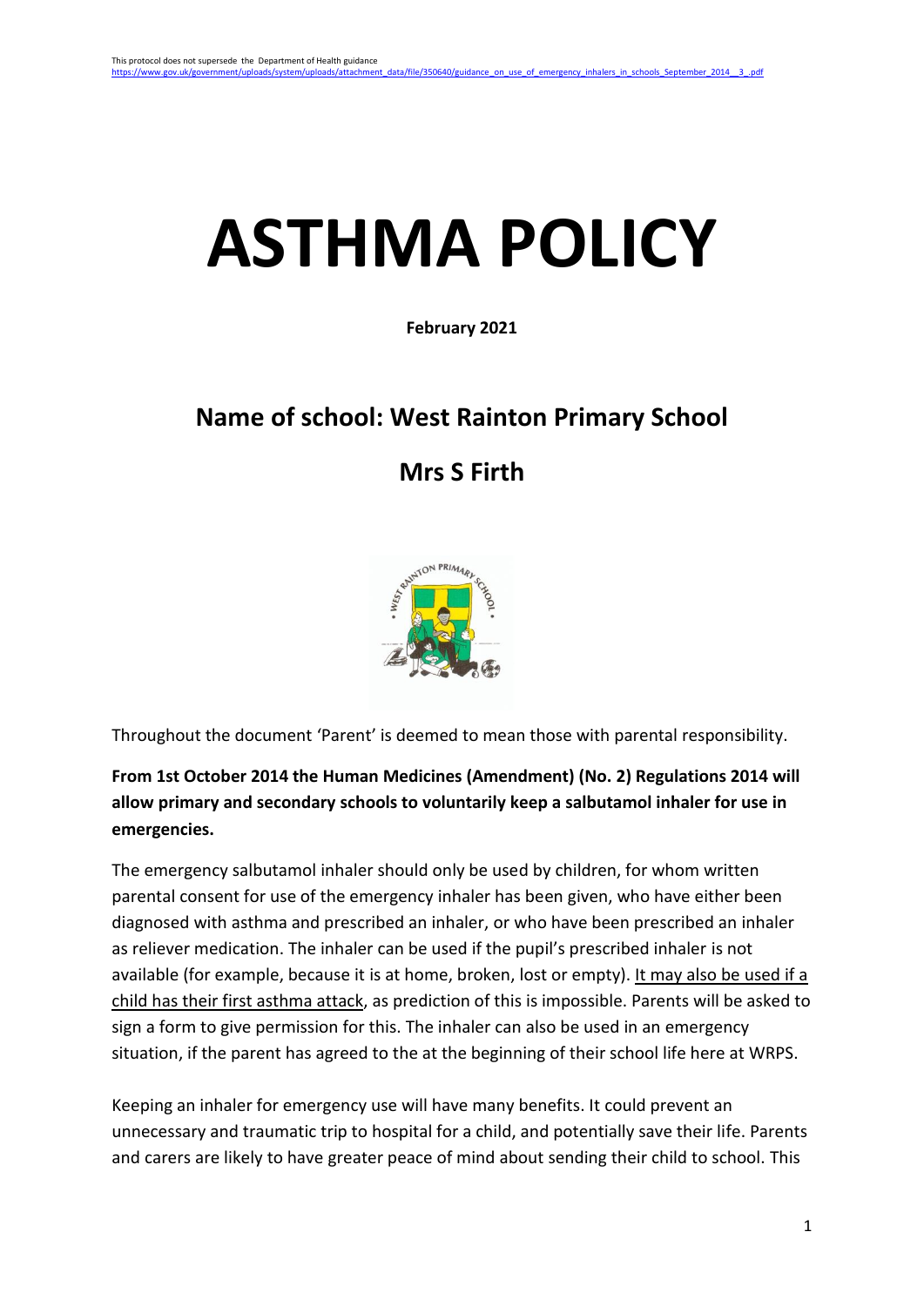This protocol does not supersede the Department of Health guidance https://www.gov.uk/government/uploads/system/uploads/attachment_data/file/350640/guidance_on_use_of_emergency_inhalers_in_schools_September_2014__3_.pdf

# ASTHMA POLICY

**February 2021**

## Name of school: West Rainton Primary School

## Mrs S Firth

Throughout the document 'Parent' is deemed to mean those with parental responsibility.

**From 1st October 2014 the Human Medicines (Amendment) (No. 2) Regulations 2014 will allow primary and secondary schools to voluntarily keep a salbutamol inhaler for use in emergencies.**

The emergency salbutamol inhaler should only be used by children, for whom written parental consent for use of the emergency inhaler has been given, who have either been diagnosed with asthma and prescribed an inhaler, or who have been prescribed an inhaler as reliever medication. The inhaler can be used if the pupil's prescribed inhaler is not available (for example, because it is at home, broken, lost or empty). It may also be used if a child has their first asthma attack, as prediction of this is impossible. Parents will be asked to sign a form to give permission for this. The inhaler can also be used in an emergency situation, if the parent has agreed to the at the beginning of their school life here at WRPS.

Keeping an inhaler for emergency use will have many benefits. It could prevent an unnecessary and traumatic trip to hospital for a child, and potentially save their life. Parents and carers are likely to have greater peace of mind about sending their child to school. This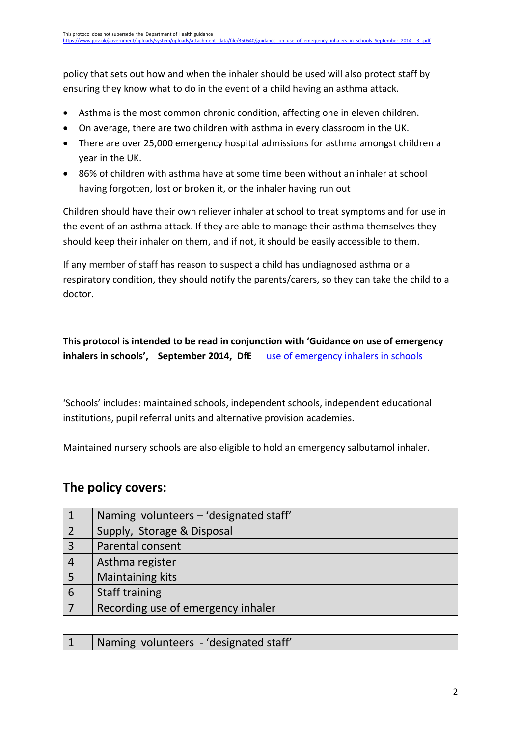policy that sets out how and when the inhaler should be used will also protect staff by ensuring they know what to do in the event of a child having an asthma attack.

- Asthma is the most common chronic condition, affecting one in eleven children.
- On average, there are two children with asthma in every classroom in the UK.
- There are over 25,000 emergency hospital admissions for asthma amongst children a year in the UK.
- 86% of children with asthma have at some time been without an inhaler at school having forgotten, lost or broken it, or the inhaler having run out

Children should have their own reliever inhaler at school to treat symptoms and for use in the event of an asthma attack. If they are able to manage their asthma themselves they should keep their inhaler on them, and if not, it should be easily accessible to them.

If any member of staff has reason to suspect a child has undiagnosed asthma or a respiratory condition, they should notify the parents/carers, so they can take the child to a doctor.

**This protocol is intended to be read in conjunction with 'Guidance on use of emergency inhalers in schools', September 2014, DfE** use of emergency inhalers in schools

'Schools' includes: maintained schools, independent schools, independent educational institutions, pupil referral units and alternative provision academies.

Maintained nursery schools are also eligible to hold an emergency salbutamol inhaler.

## The policy covers:

| | |
|---|---|
| 1 | Naming volunteers – 'designated staff' |
| 2 | Supply, Storage & Disposal |
| 3 | Parental consent |
| 4 | Asthma register |
| 5 | Maintaining kits |
| 6 | Staff training |
| 7 | Recording use of emergency inhaler |

| | |
|---|---|
| 1 | Naming volunteers - 'designated staff' |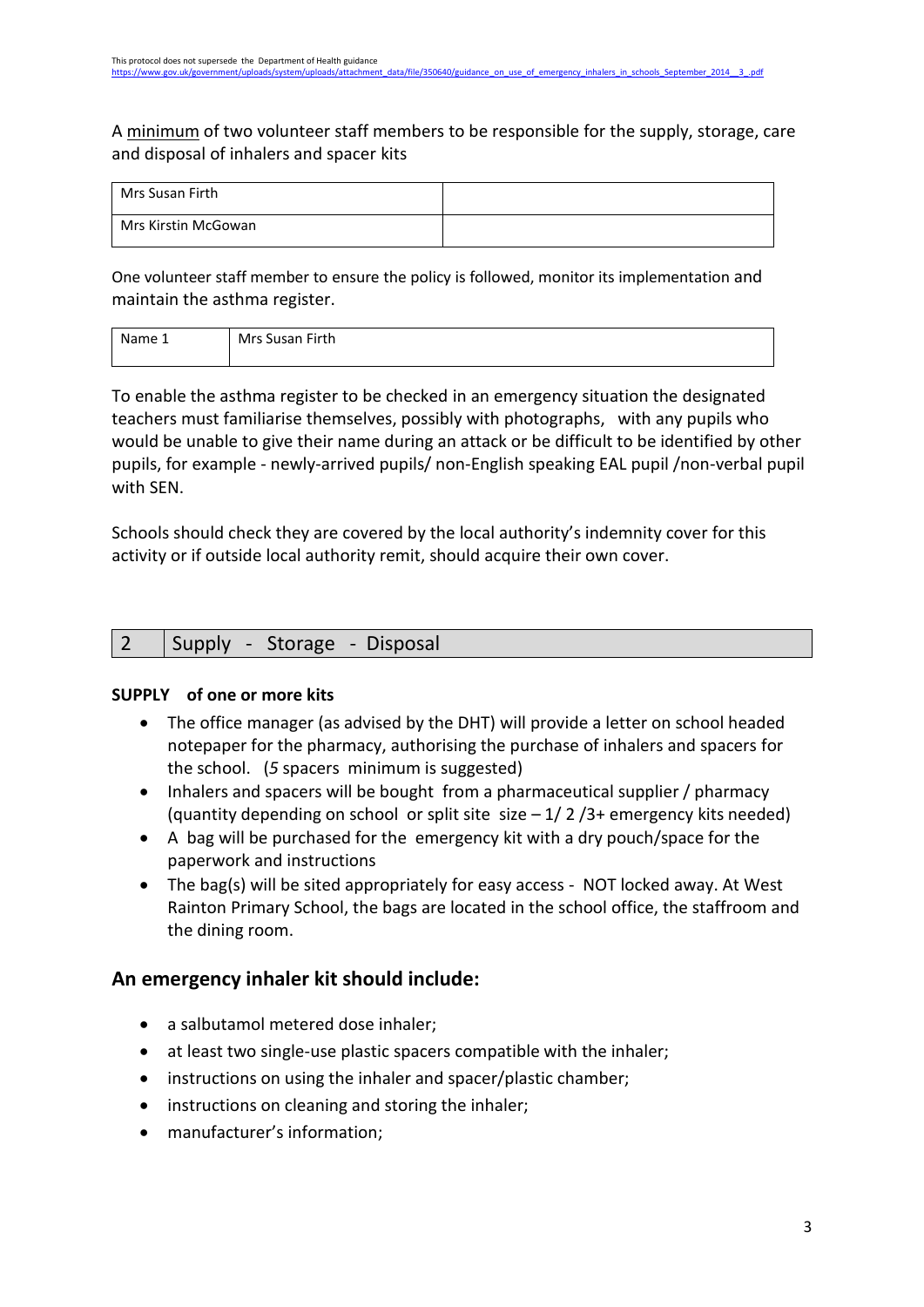A minimum of two volunteer staff members to be responsible for the supply, storage, care and disposal of inhalers and spacer kits

| Mrs Susan Firth | |
|---|---|
| Mrs Kirstin McGowan | |

One volunteer staff member to ensure the policy is followed, monitor its implementation and maintain the asthma register.

| Name 1 | Mrs Susan Firth |
|---|---|

To enable the asthma register to be checked in an emergency situation the designated teachers must familiarise themselves, possibly with photographs, with any pupils who would be unable to give their name during an attack or be difficult to be identified by other pupils, for example - newly-arrived pupils/ non-English speaking EAL pupil /non-verbal pupil with SEN.

Schools should check they are covered by the local authority's indemnity cover for this activity or if outside local authority remit, should acquire their own cover.

## 2 Supply - Storage - Disposal

**SUPPLY of one or more kits**

- The office manager (as advised by the DHT) will provide a letter on school headed notepaper for the pharmacy, authorising the purchase of inhalers and spacers for the school. (*5* spacers minimum is suggested)
- Inhalers and spacers will be bought from a pharmaceutical supplier / pharmacy (quantity depending on school or split site size – 1/ 2 /3+ emergency kits needed)
- A bag will be purchased for the emergency kit with a dry pouch/space for the paperwork and instructions
- The bag(s) will be sited appropriately for easy access - NOT locked away. At West Rainton Primary School, the bags are located in the school office, the staffroom and the dining room.

### An emergency inhaler kit should include:

- a salbutamol metered dose inhaler;
- at least two single-use plastic spacers compatible with the inhaler;
- instructions on using the inhaler and spacer/plastic chamber;
- instructions on cleaning and storing the inhaler;
- manufacturer's information;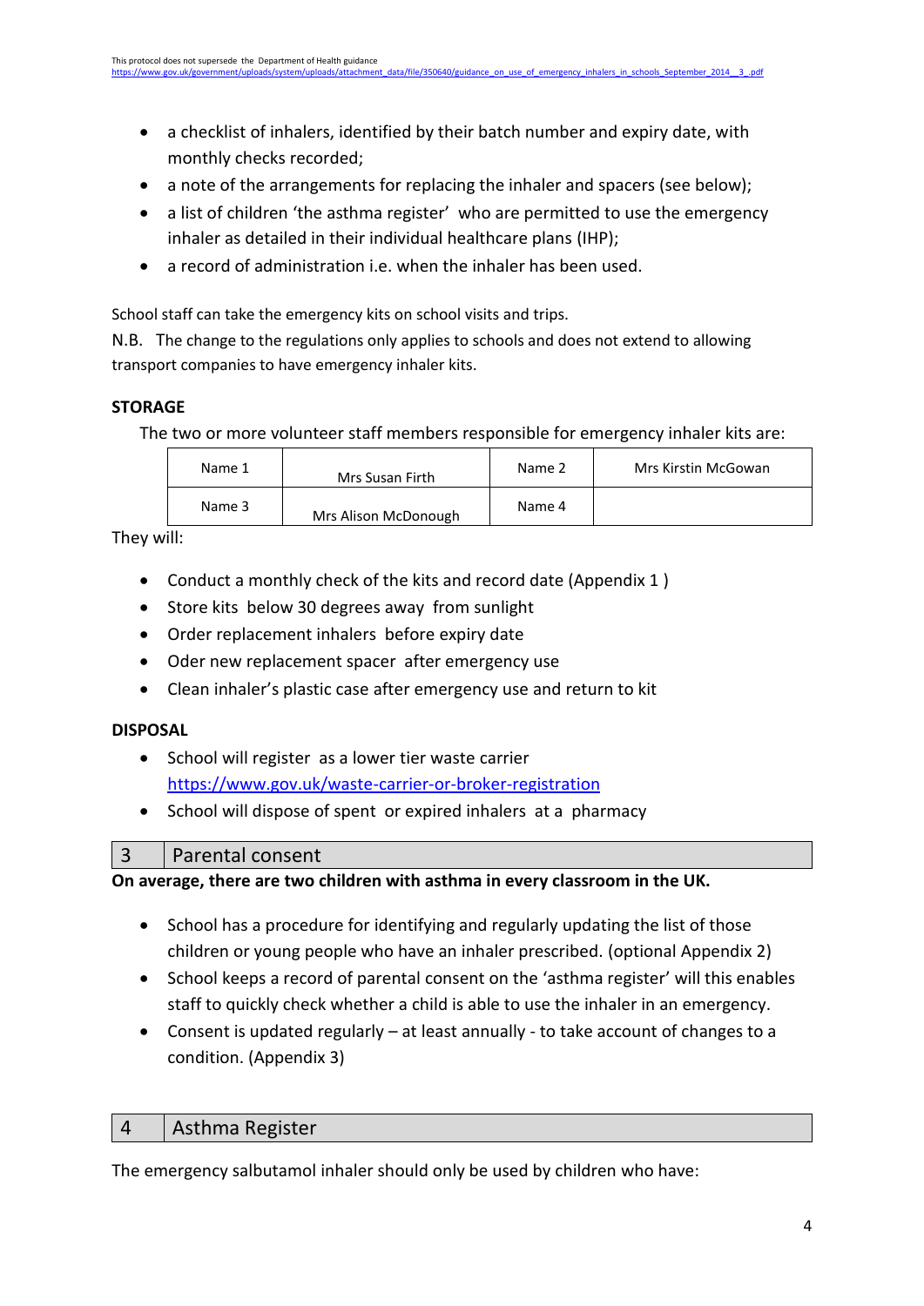- a checklist of inhalers, identified by their batch number and expiry date, with monthly checks recorded;
- a note of the arrangements for replacing the inhaler and spacers (see below);
- a list of children 'the asthma register' who are permitted to use the emergency inhaler as detailed in their individual healthcare plans (IHP);
- a record of administration i.e. when the inhaler has been used.

School staff can take the emergency kits on school visits and trips.

N.B. The change to the regulations only applies to schools and does not extend to allowing transport companies to have emergency inhaler kits.

**STORAGE**

The two or more volunteer staff members responsible for emergency inhaler kits are:

| Name 1 | Mrs Susan Firth | Name 2 | Mrs Kirstin McGowan |
|---|---|---|---|
| Name 3 | Mrs Alison McDonough | Name 4 | |

They will:

- Conduct a monthly check of the kits and record date (Appendix 1 )
- Store kits below 30 degrees away from sunlight
- Order replacement inhalers before expiry date
- Oder new replacement spacer after emergency use
- Clean inhaler's plastic case after emergency use and return to kit

**DISPOSAL**

- School will register as a lower tier waste carrier https://www.gov.uk/waste-carrier-or-broker-registration
- School will dispose of spent or expired inhalers at a pharmacy

## 3 Parental consent

**On average, there are two children with asthma in every classroom in the UK.**

- School has a procedure for identifying and regularly updating the list of those children or young people who have an inhaler prescribed. (optional Appendix 2)
- School keeps a record of parental consent on the 'asthma register' will this enables staff to quickly check whether a child is able to use the inhaler in an emergency.
- Consent is updated regularly – at least annually - to take account of changes to a condition. (Appendix 3)

## 4 Asthma Register

The emergency salbutamol inhaler should only be used by children who have: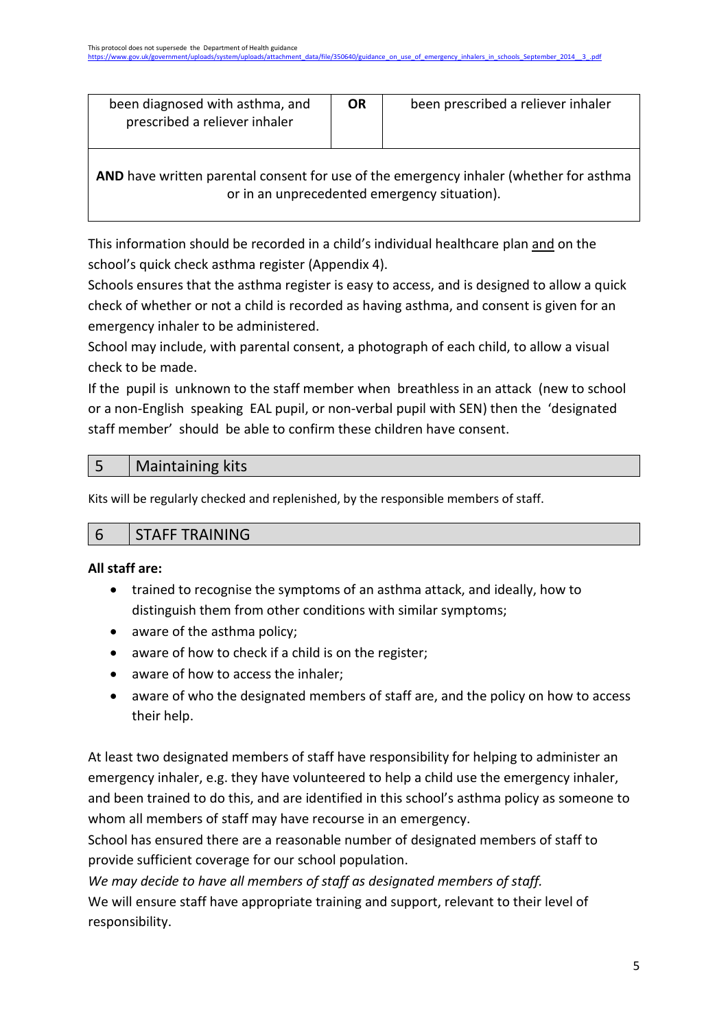| been diagnosed with asthma, and prescribed a reliever inhaler | **OR** | been prescribed a reliever inhaler |
|---|---|---|
| **AND** have written parental consent for use of the emergency inhaler (whether for asthma or in an unprecedented emergency situation). | | |

This information should be recorded in a child's individual healthcare plan <u>and</u> on the school's quick check asthma register (Appendix 4).

Schools ensures that the asthma register is easy to access, and is designed to allow a quick check of whether or not a child is recorded as having asthma, and consent is given for an emergency inhaler to be administered.

School may include, with parental consent, a photograph of each child, to allow a visual check to be made.

If the pupil is unknown to the staff member when breathless in an attack (new to school or a non-English speaking EAL pupil, or non-verbal pupil with SEN) then the 'designated staff member' should be able to confirm these children have consent.

## 5 Maintaining kits

Kits will be regularly checked and replenished, by the responsible members of staff.

## 6 STAFF TRAINING

**All staff are:**

- trained to recognise the symptoms of an asthma attack, and ideally, how to distinguish them from other conditions with similar symptoms;
- aware of the asthma policy;
- aware of how to check if a child is on the register;
- aware of how to access the inhaler;
- aware of who the designated members of staff are, and the policy on how to access their help.

At least two designated members of staff have responsibility for helping to administer an emergency inhaler, e.g. they have volunteered to help a child use the emergency inhaler, and been trained to do this, and are identified in this school's asthma policy as someone to whom all members of staff may have recourse in an emergency.

School has ensured there are a reasonable number of designated members of staff to provide sufficient coverage for our school population.

*We may decide to have all members of staff as designated members of staff.*

We will ensure staff have appropriate training and support, relevant to their level of responsibility.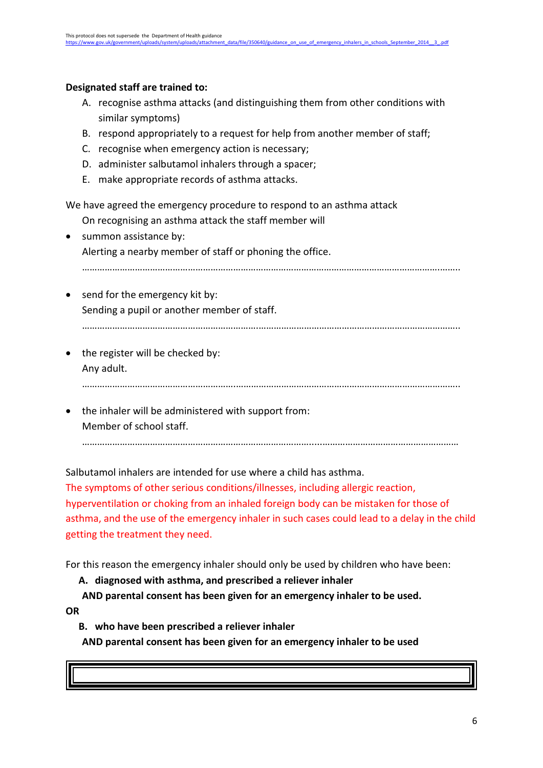**Designated staff are trained to:**

A. recognise asthma attacks (and distinguishing them from other conditions with similar symptoms)
B. respond appropriately to a request for help from another member of staff;
C. recognise when emergency action is necessary;
D. administer salbutamol inhalers through a spacer;
E. make appropriate records of asthma attacks.

We have agreed the emergency procedure to respond to an asthma attack

On recognising an asthma attack the staff member will

- summon assistance by:
  Alerting a nearby member of staff or phoning the office.
  ……………………………………………………………………………………………………………………………………

- send for the emergency kit by:
  Sending a pupil or another member of staff.
  ……………………………………………………………………………………………………………………………………

- the register will be checked by:
  Any adult.
  ……………………………………………………………………………………………………………………………………

- the inhaler will be administered with support from:
  Member of school staff.
  ……………………………………………………………………………………………………………………………………

Salbutamol inhalers are intended for use where a child has asthma.

The symptoms of other serious conditions/illnesses, including allergic reaction, hyperventilation or choking from an inhaled foreign body can be mistaken for those of asthma, and the use of the emergency inhaler in such cases could lead to a delay in the child getting the treatment they need.

For this reason the emergency inhaler should only be used by children who have been:

**A. diagnosed with asthma, and prescribed a reliever inhaler**
**AND parental consent has been given for an emergency inhaler to be used.**

**OR**

**B. who have been prescribed a reliever inhaler**
**AND parental consent has been given for an emergency inhaler to be used**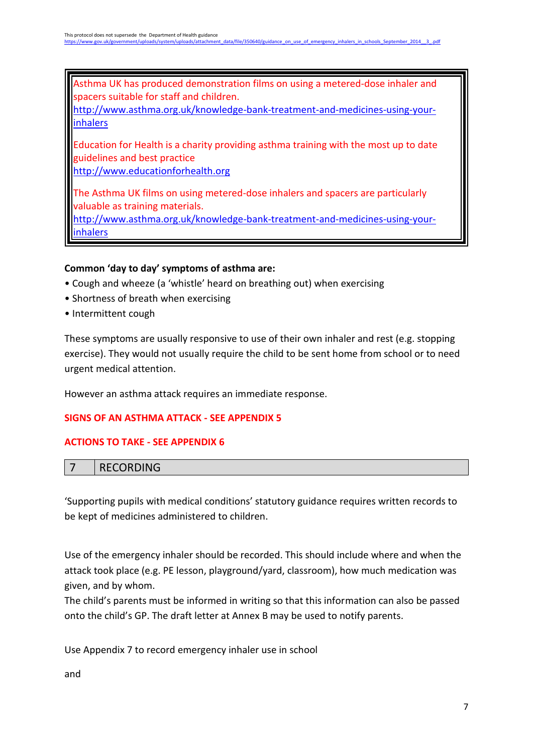Asthma UK has produced demonstration films on using a metered-dose inhaler and spacers suitable for staff and children.
http://www.asthma.org.uk/knowledge-bank-treatment-and-medicines-using-your-inhalers

Education for Health is a charity providing asthma training with the most up to date guidelines and best practice
http://www.educationforhealth.org

The Asthma UK films on using metered-dose inhalers and spacers are particularly valuable as training materials.
http://www.asthma.org.uk/knowledge-bank-treatment-and-medicines-using-your-inhalers

**Common 'day to day' symptoms of asthma are:**

- Cough and wheeze (a 'whistle' heard on breathing out) when exercising
- Shortness of breath when exercising
- Intermittent cough

These symptoms are usually responsive to use of their own inhaler and rest (e.g. stopping exercise). They would not usually require the child to be sent home from school or to need urgent medical attention.

However an asthma attack requires an immediate response.

**SIGNS OF AN ASTHMA ATTACK - SEE APPENDIX 5**

**ACTIONS TO TAKE - SEE APPENDIX 6**

## 7 RECORDING

'Supporting pupils with medical conditions' statutory guidance requires written records to be kept of medicines administered to children.

Use of the emergency inhaler should be recorded. This should include where and when the attack took place (e.g. PE lesson, playground/yard, classroom), how much medication was given, and by whom.

The child's parents must be informed in writing so that this information can also be passed onto the child's GP. The draft letter at Annex B may be used to notify parents.

Use Appendix 7 to record emergency inhaler use in school

and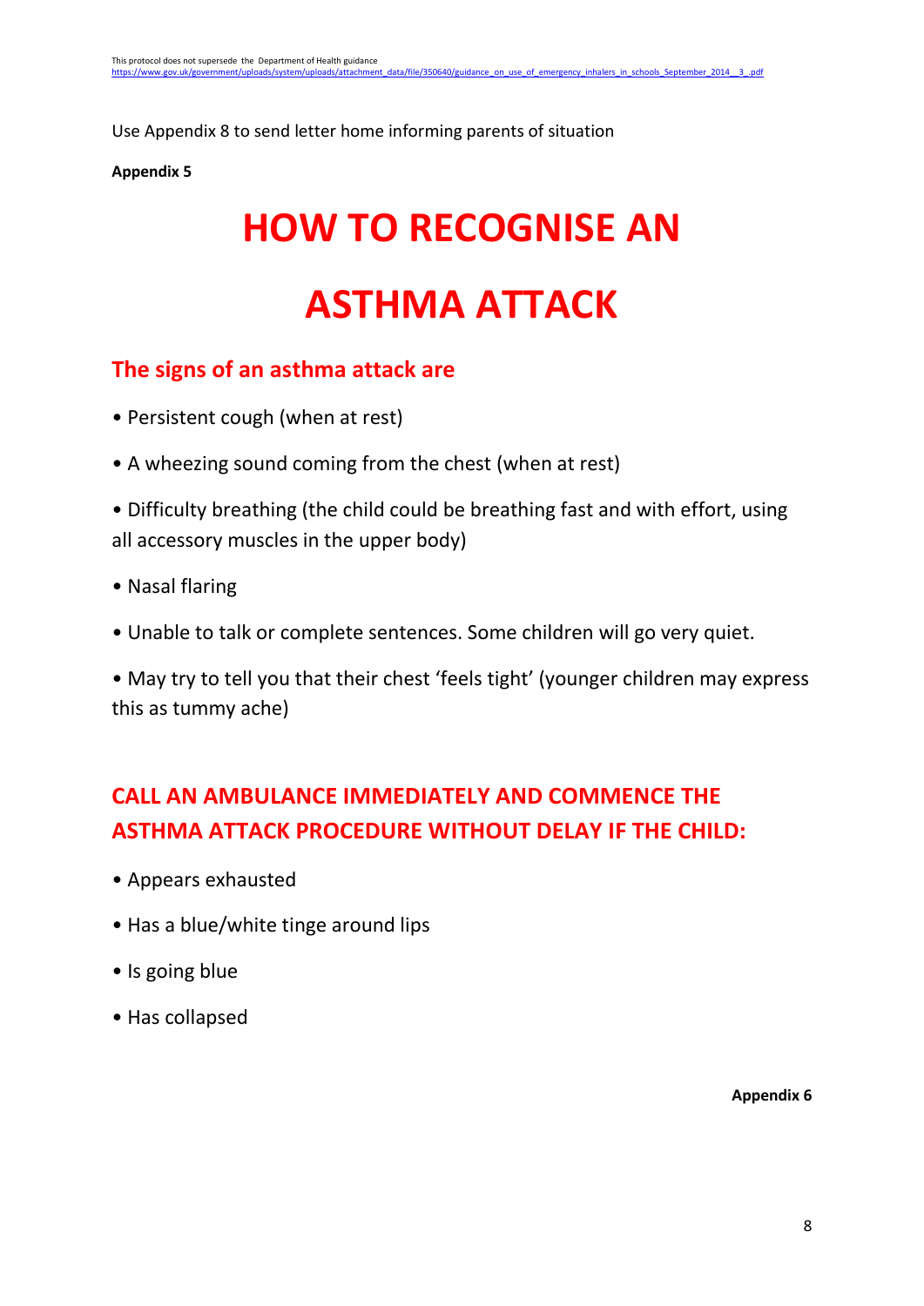Use Appendix 8 to send letter home informing parents of situation

**Appendix 5**

# HOW TO RECOGNISE AN ASTHMA ATTACK

## The signs of an asthma attack are

- Persistent cough (when at rest)
- A wheezing sound coming from the chest (when at rest)
- Difficulty breathing (the child could be breathing fast and with effort, using all accessory muscles in the upper body)
- Nasal flaring
- Unable to talk or complete sentences. Some children will go very quiet.
- May try to tell you that their chest 'feels tight' (younger children may express this as tummy ache)

## CALL AN AMBULANCE IMMEDIATELY AND COMMENCE THE ASTHMA ATTACK PROCEDURE WITHOUT DELAY IF THE CHILD:

- Appears exhausted
- Has a blue/white tinge around lips
- Is going blue
- Has collapsed

**Appendix 6**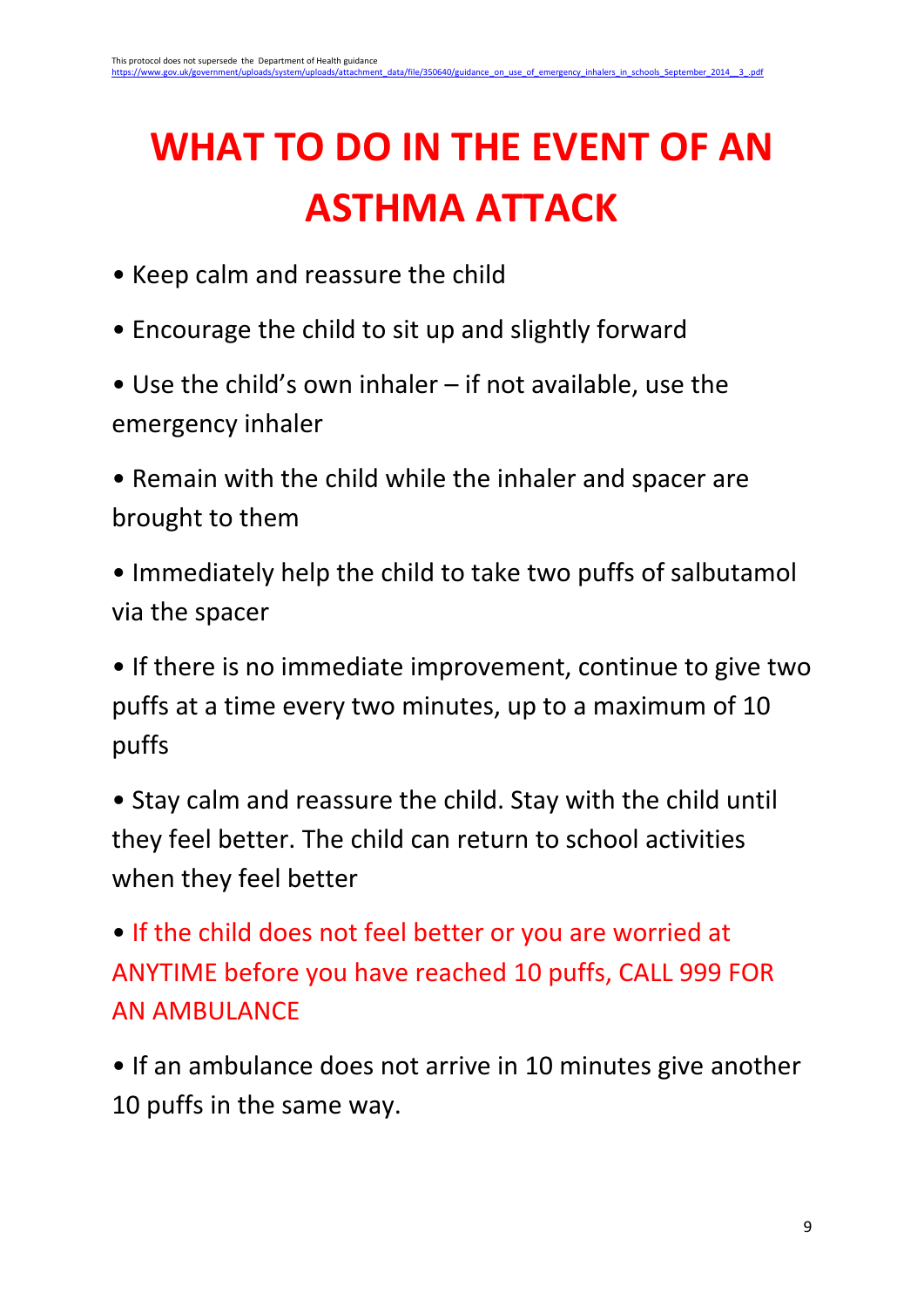This protocol does not supersede the Department of Health guidance
https://www.gov.uk/government/uploads/system/uploads/attachment_data/file/350640/guidance_on_use_of_emergency_inhalers_in_schools_September_2014__3_.pdf

# WHAT TO DO IN THE EVENT OF AN ASTHMA ATTACK

- Keep calm and reassure the child
- Encourage the child to sit up and slightly forward
- Use the child's own inhaler – if not available, use the emergency inhaler
- Remain with the child while the inhaler and spacer are brought to them
- Immediately help the child to take two puffs of salbutamol via the spacer
- If there is no immediate improvement, continue to give two puffs at a time every two minutes, up to a maximum of 10 puffs
- Stay calm and reassure the child. Stay with the child until they feel better. The child can return to school activities when they feel better
- If the child does not feel better or you are worried at ANYTIME before you have reached 10 puffs, CALL 999 FOR AN AMBULANCE
- If an ambulance does not arrive in 10 minutes give another 10 puffs in the same way.